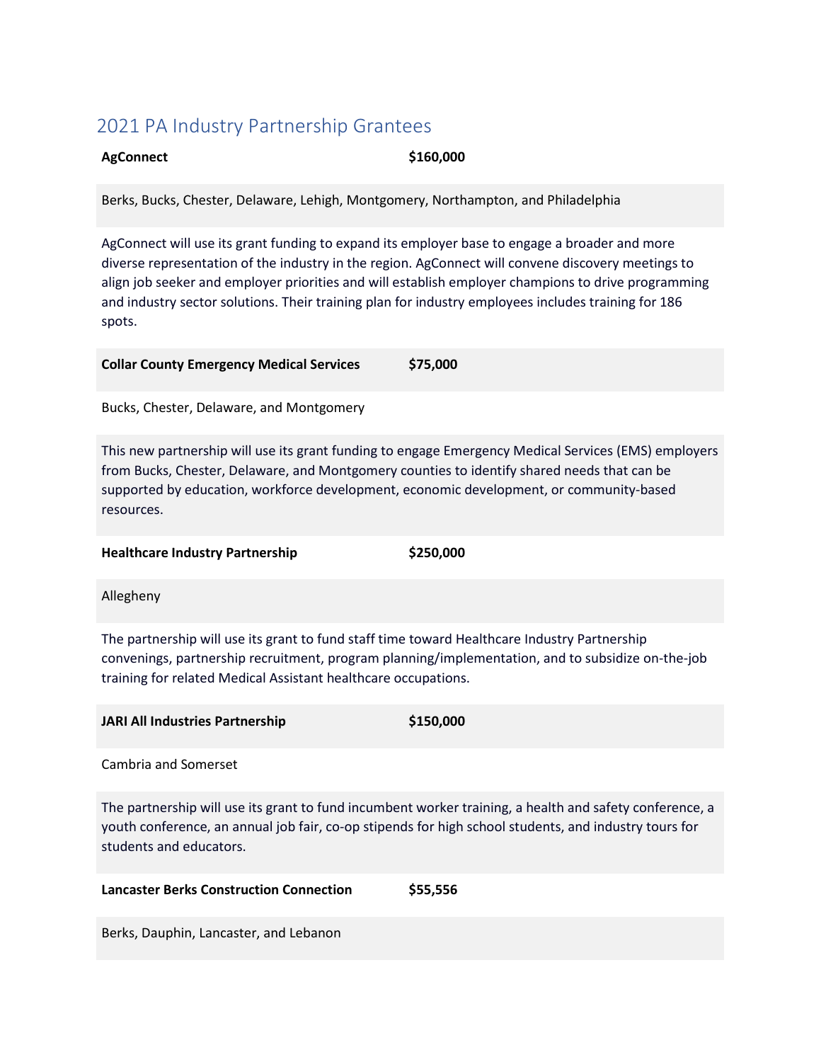## 2021 PA Industry Partnership Grantees

**AgConnect** **$160,000**

Berks, Bucks, Chester, Delaware, Lehigh, Montgomery, Northampton, and Philadelphia

AgConnect will use its grant funding to expand its employer base to engage a broader and more diverse representation of the industry in the region. AgConnect will convene discovery meetings to align job seeker and employer priorities and will establish employer champions to drive programming and industry sector solutions. Their training plan for industry employees includes training for 186 spots.

**Collar County Emergency Medical Services** **$75,000**

Bucks, Chester, Delaware, and Montgomery

This new partnership will use its grant funding to engage Emergency Medical Services (EMS) employers from Bucks, Chester, Delaware, and Montgomery counties to identify shared needs that can be supported by education, workforce development, economic development, or community-based resources.

**Healthcare Industry Partnership** **$250,000**

Allegheny

The partnership will use its grant to fund staff time toward Healthcare Industry Partnership convenings, partnership recruitment, program planning/implementation, and to subsidize on-the-job training for related Medical Assistant healthcare occupations.

**JARI All Industries Partnership** **$150,000**

Cambria and Somerset

The partnership will use its grant to fund incumbent worker training, a health and safety conference, a youth conference, an annual job fair, co-op stipends for high school students, and industry tours for students and educators.

**Lancaster Berks Construction Connection** **$55,556**

Berks, Dauphin, Lancaster, and Lebanon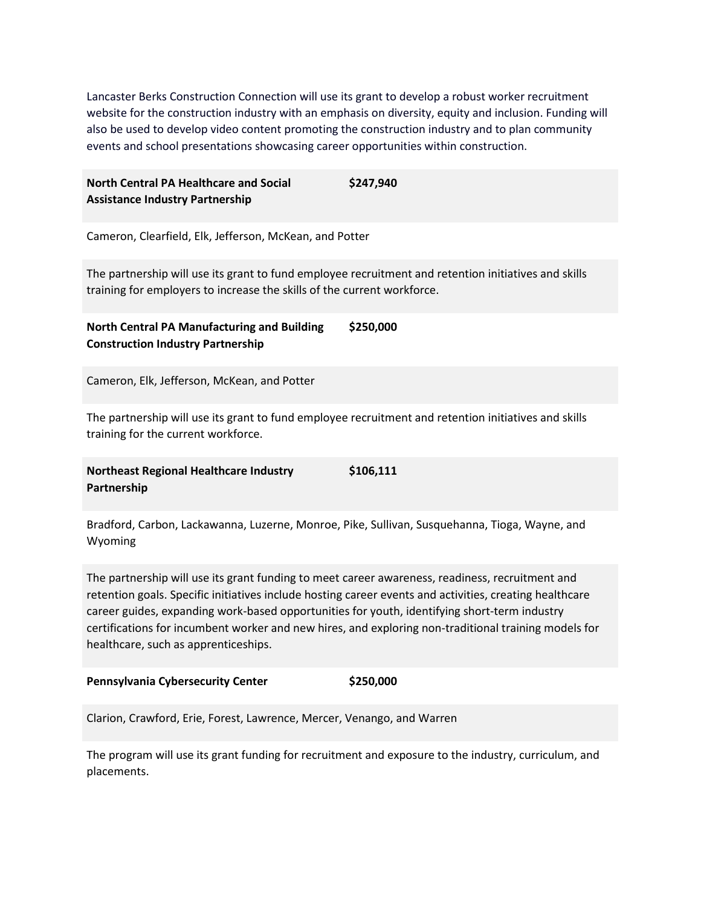Lancaster Berks Construction Connection will use its grant to develop a robust worker recruitment website for the construction industry with an emphasis on diversity, equity and inclusion. Funding will also be used to develop video content promoting the construction industry and to plan community events and school presentations showcasing career opportunities within construction.

| **North Central PA Healthcare and Social Assistance Industry Partnership** | **$247,940** |
|---|---|

Cameron, Clearfield, Elk, Jefferson, McKean, and Potter

The partnership will use its grant to fund employee recruitment and retention initiatives and skills training for employers to increase the skills of the current workforce.

| **North Central PA Manufacturing and Building Construction Industry Partnership** | **$250,000** |
|---|---|

Cameron, Elk, Jefferson, McKean, and Potter

The partnership will use its grant to fund employee recruitment and retention initiatives and skills training for the current workforce.

| **Northeast Regional Healthcare Industry Partnership** | **$106,111** |
|---|---|

Bradford, Carbon, Lackawanna, Luzerne, Monroe, Pike, Sullivan, Susquehanna, Tioga, Wayne, and Wyoming

The partnership will use its grant funding to meet career awareness, readiness, recruitment and retention goals. Specific initiatives include hosting career events and activities, creating healthcare career guides, expanding work-based opportunities for youth, identifying short-term industry certifications for incumbent worker and new hires, and exploring non-traditional training models for healthcare, such as apprenticeships.

| **Pennsylvania Cybersecurity Center** | **$250,000** |
|---|---|

Clarion, Crawford, Erie, Forest, Lawrence, Mercer, Venango, and Warren

The program will use its grant funding for recruitment and exposure to the industry, curriculum, and placements.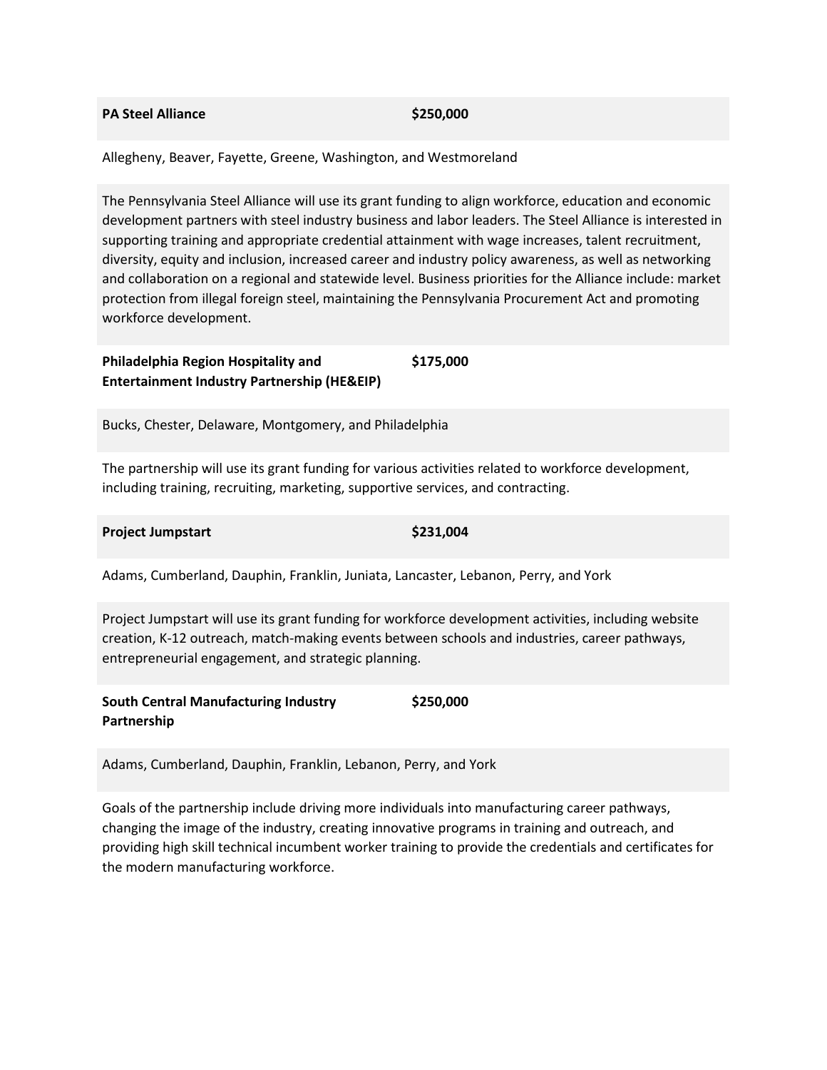**PA Steel Alliance** **$250,000**

Allegheny, Beaver, Fayette, Greene, Washington, and Westmoreland

The Pennsylvania Steel Alliance will use its grant funding to align workforce, education and economic development partners with steel industry business and labor leaders. The Steel Alliance is interested in supporting training and appropriate credential attainment with wage increases, talent recruitment, diversity, equity and inclusion, increased career and industry policy awareness, as well as networking and collaboration on a regional and statewide level. Business priorities for the Alliance include: market protection from illegal foreign steel, maintaining the Pennsylvania Procurement Act and promoting workforce development.

**Philadelphia Region Hospitality and Entertainment Industry Partnership (HE&EIP)** **$175,000**

Bucks, Chester, Delaware, Montgomery, and Philadelphia

The partnership will use its grant funding for various activities related to workforce development, including training, recruiting, marketing, supportive services, and contracting.

**Project Jumpstart** **$231,004**

Adams, Cumberland, Dauphin, Franklin, Juniata, Lancaster, Lebanon, Perry, and York

Project Jumpstart will use its grant funding for workforce development activities, including website creation, K-12 outreach, match-making events between schools and industries, career pathways, entrepreneurial engagement, and strategic planning.

**South Central Manufacturing Industry Partnership** **$250,000**

Adams, Cumberland, Dauphin, Franklin, Lebanon, Perry, and York

Goals of the partnership include driving more individuals into manufacturing career pathways, changing the image of the industry, creating innovative programs in training and outreach, and providing high skill technical incumbent worker training to provide the credentials and certificates for the modern manufacturing workforce.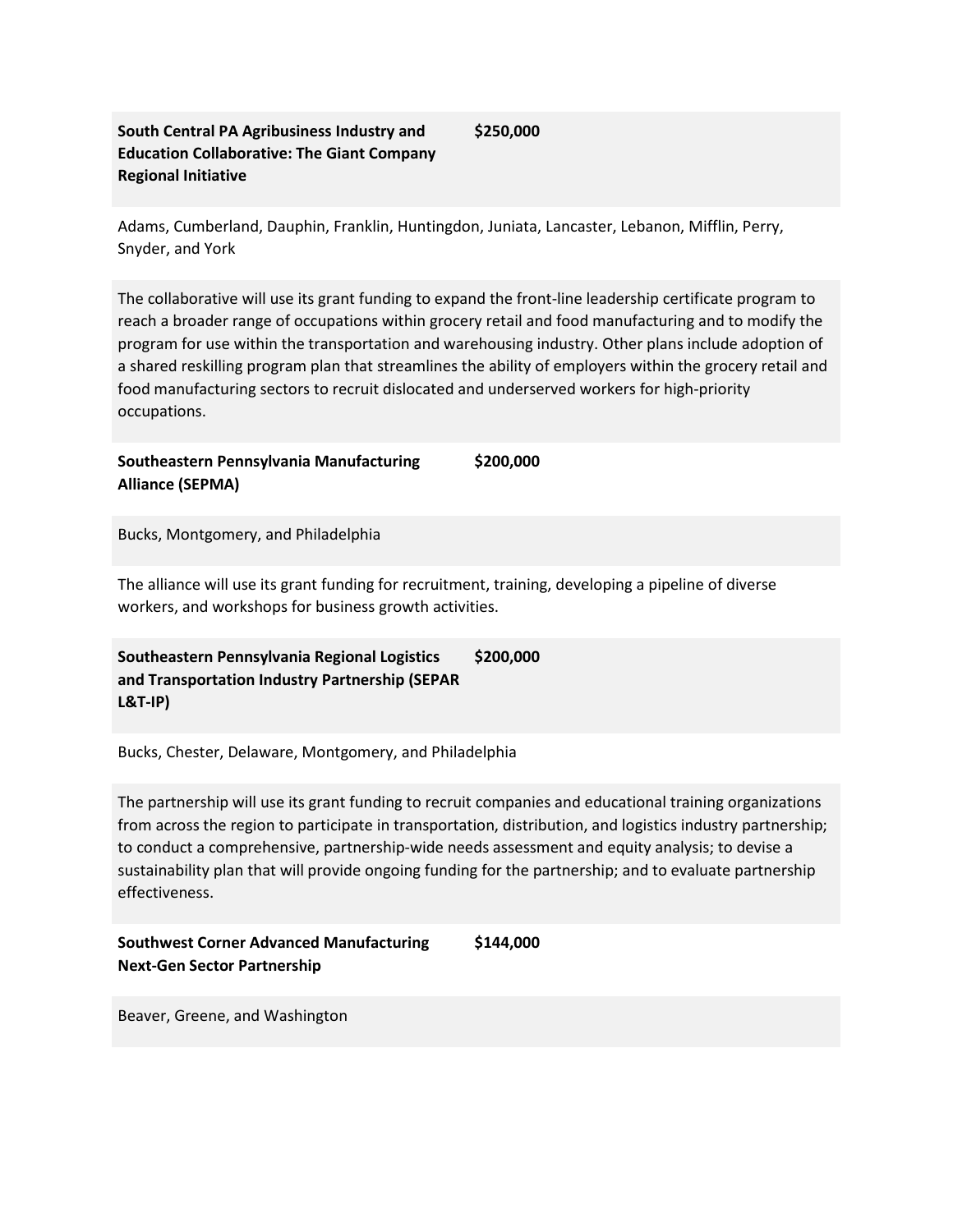**South Central PA Agribusiness Industry and Education Collaborative: The Giant Company Regional Initiative** **$250,000**

Adams, Cumberland, Dauphin, Franklin, Huntingdon, Juniata, Lancaster, Lebanon, Mifflin, Perry, Snyder, and York

The collaborative will use its grant funding to expand the front-line leadership certificate program to reach a broader range of occupations within grocery retail and food manufacturing and to modify the program for use within the transportation and warehousing industry. Other plans include adoption of a shared reskilling program plan that streamlines the ability of employers within the grocery retail and food manufacturing sectors to recruit dislocated and underserved workers for high-priority occupations.

**Southeastern Pennsylvania Manufacturing Alliance (SEPMA)** **$200,000**

Bucks, Montgomery, and Philadelphia

The alliance will use its grant funding for recruitment, training, developing a pipeline of diverse workers, and workshops for business growth activities.

**Southeastern Pennsylvania Regional Logistics and Transportation Industry Partnership (SEPAR L&T-IP)** **$200,000**

Bucks, Chester, Delaware, Montgomery, and Philadelphia

The partnership will use its grant funding to recruit companies and educational training organizations from across the region to participate in transportation, distribution, and logistics industry partnership; to conduct a comprehensive, partnership-wide needs assessment and equity analysis; to devise a sustainability plan that will provide ongoing funding for the partnership; and to evaluate partnership effectiveness.

**Southwest Corner Advanced Manufacturing Next-Gen Sector Partnership** **$144,000**

Beaver, Greene, and Washington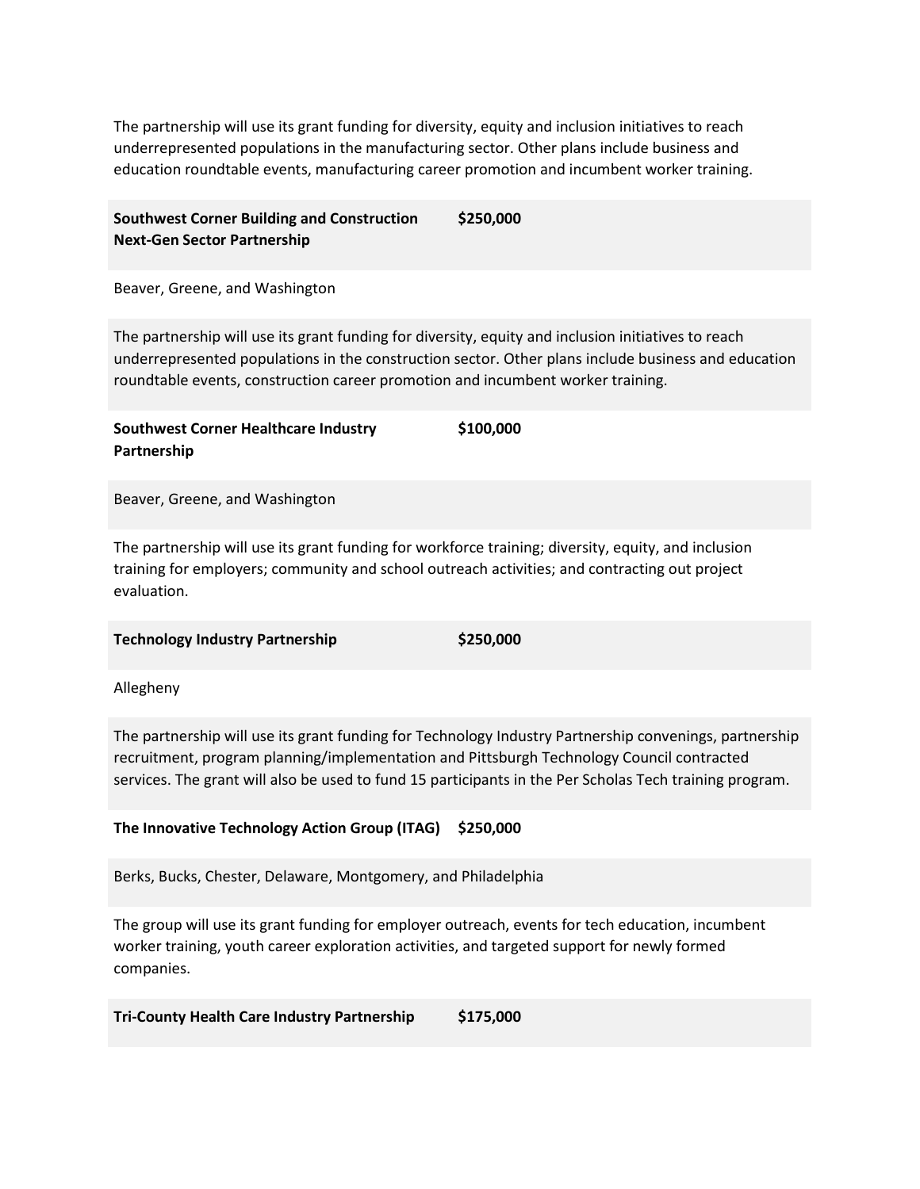The partnership will use its grant funding for diversity, equity and inclusion initiatives to reach underrepresented populations in the manufacturing sector. Other plans include business and education roundtable events, manufacturing career promotion and incumbent worker training.

| **Southwest Corner Building and Construction Next-Gen Sector Partnership** | **$250,000** |
| --- | --- |

Beaver, Greene, and Washington

The partnership will use its grant funding for diversity, equity and inclusion initiatives to reach underrepresented populations in the construction sector. Other plans include business and education roundtable events, construction career promotion and incumbent worker training.

| **Southwest Corner Healthcare Industry Partnership** | **$100,000** |
| --- | --- |

Beaver, Greene, and Washington

The partnership will use its grant funding for workforce training; diversity, equity, and inclusion training for employers; community and school outreach activities; and contracting out project evaluation.

| **Technology Industry Partnership** | **$250,000** |
| --- | --- |

Allegheny

The partnership will use its grant funding for Technology Industry Partnership convenings, partnership recruitment, program planning/implementation and Pittsburgh Technology Council contracted services. The grant will also be used to fund 15 participants in the Per Scholas Tech training program.

| **The Innovative Technology Action Group (ITAG)** | **$250,000** |
| --- | --- |

Berks, Bucks, Chester, Delaware, Montgomery, and Philadelphia

The group will use its grant funding for employer outreach, events for tech education, incumbent worker training, youth career exploration activities, and targeted support for newly formed companies.

| **Tri-County Health Care Industry Partnership** | **$175,000** |
| --- | --- |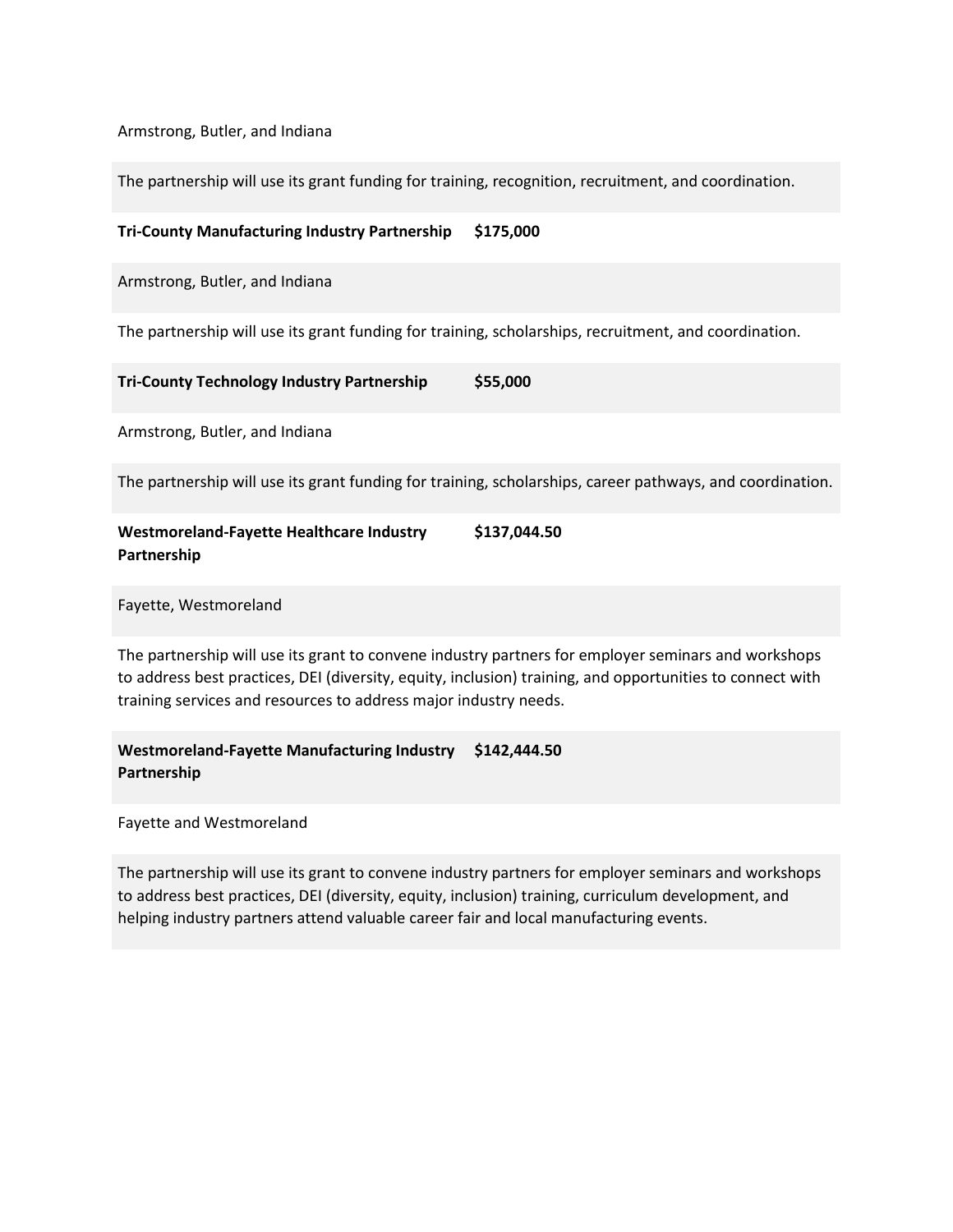Armstrong, Butler, and Indiana

The partnership will use its grant funding for training, recognition, recruitment, and coordination.

**Tri-County Manufacturing Industry Partnership** **$175,000**

Armstrong, Butler, and Indiana

The partnership will use its grant funding for training, scholarships, recruitment, and coordination.

**Tri-County Technology Industry Partnership** **$55,000**

Armstrong, Butler, and Indiana

The partnership will use its grant funding for training, scholarships, career pathways, and coordination.

**Westmoreland-Fayette Healthcare Industry Partnership** **$137,044.50**

Fayette, Westmoreland

The partnership will use its grant to convene industry partners for employer seminars and workshops to address best practices, DEI (diversity, equity, inclusion) training, and opportunities to connect with training services and resources to address major industry needs.

**Westmoreland-Fayette Manufacturing Industry Partnership** **$142,444.50**

Fayette and Westmoreland

The partnership will use its grant to convene industry partners for employer seminars and workshops to address best practices, DEI (diversity, equity, inclusion) training, curriculum development, and helping industry partners attend valuable career fair and local manufacturing events.